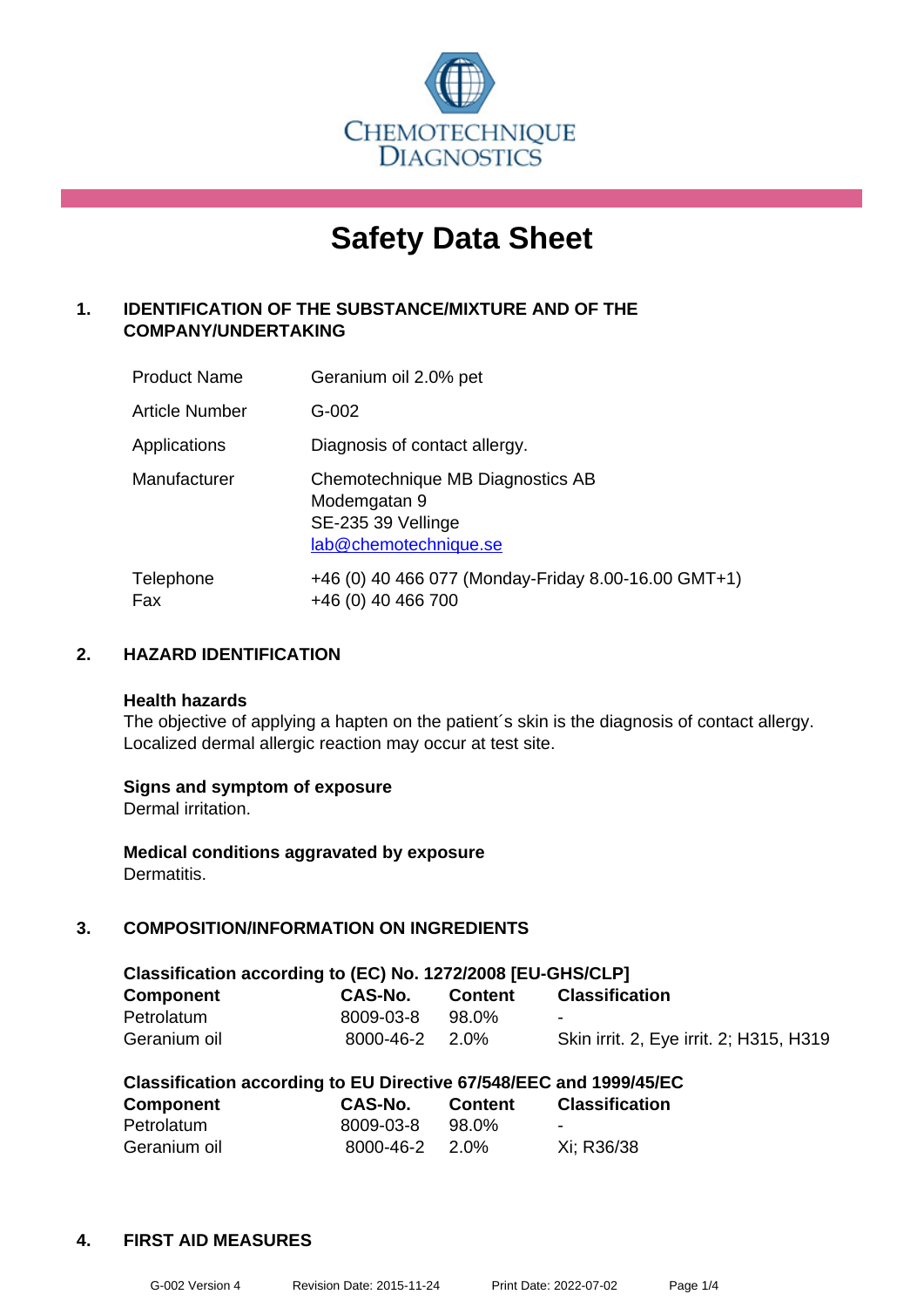CHEMOTECHNIQUE DIAGNOSTICS

# Safety Data Sheet

## 1. IDENTIFICATION OF THE SUBSTANCE/MIXTURE AND OF THE COMPANY/UNDERTAKING

| | |
|---|---|
| Product Name | Geranium oil 2.0% pet |
| Article Number | G-002 |
| Applications | Diagnosis of contact allergy. |
| Manufacturer | Chemotechnique MB Diagnostics AB<br>Modemgatan 9<br>SE-235 39 Vellinge<br>lab@chemotechnique.se |
| Telephone<br>Fax | +46 (0) 40 466 077 (Monday-Friday 8.00-16.00 GMT+1)<br>+46 (0) 40 466 700 |

## 2. HAZARD IDENTIFICATION

**Health hazards**

The objective of applying a hapten on the patient´s skin is the diagnosis of contact allergy. Localized dermal allergic reaction may occur at test site.

**Signs and symptom of exposure**

Dermal irritation.

**Medical conditions aggravated by exposure**

Dermatitis.

## 3. COMPOSITION/INFORMATION ON INGREDIENTS

**Classification according to (EC) No. 1272/2008 [EU-GHS/CLP]**

| Component | CAS-No. | Content | Classification |
|---|---|---|---|
| Petrolatum | 8009-03-8 | 98.0% | - |
| Geranium oil | 8000-46-2 | 2.0% | Skin irrit. 2, Eye irrit. 2; H315, H319 |

**Classification according to EU Directive 67/548/EEC and 1999/45/EC**

| Component | CAS-No. | Content | Classification |
|---|---|---|---|
| Petrolatum | 8009-03-8 | 98.0% | - |
| Geranium oil | 8000-46-2 | 2.0% | Xi; R36/38 |

## 4. FIRST AID MEASURES

G-002 Version 4 Revision Date: 2015-11-24 Print Date: 2022-07-02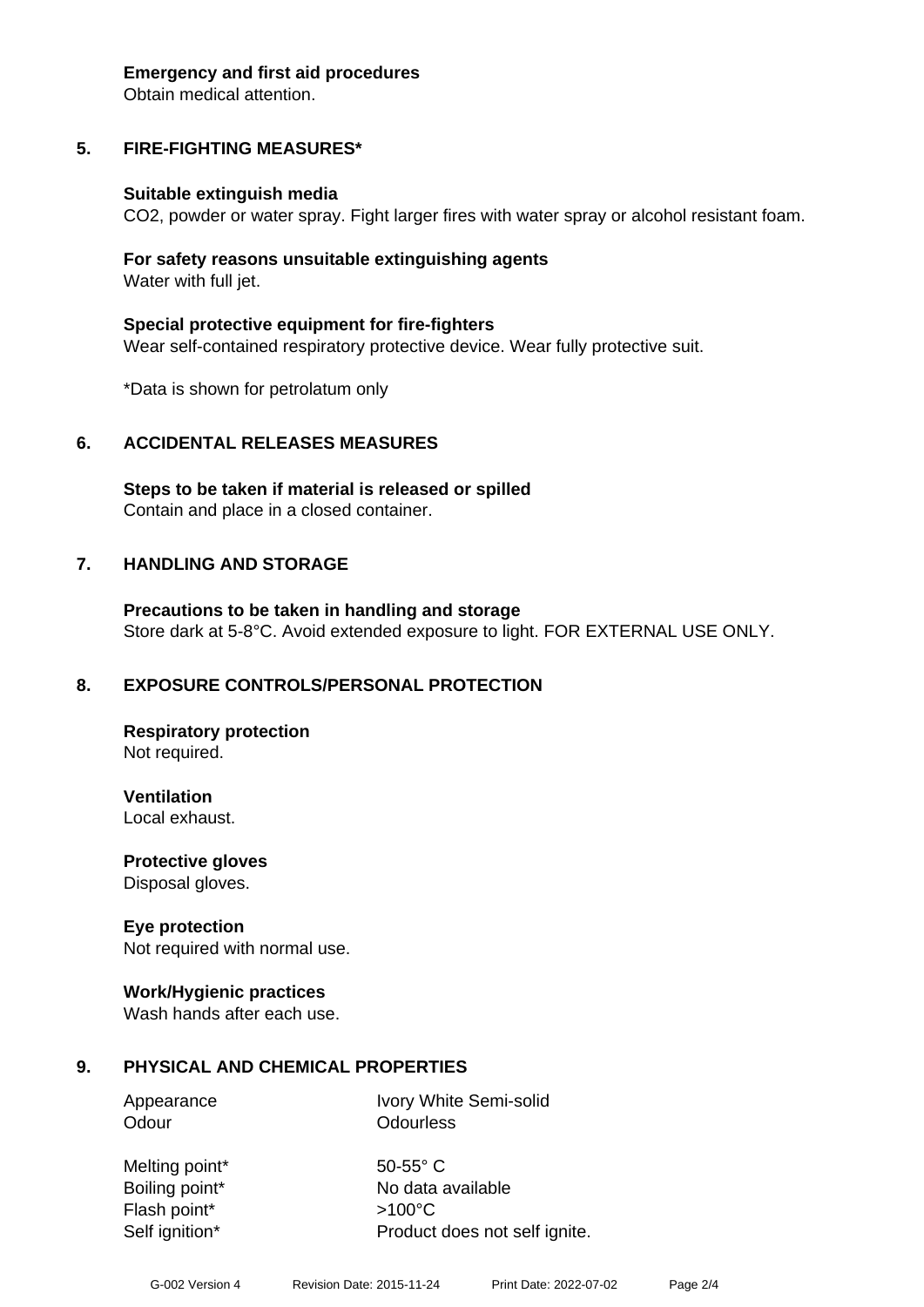**Emergency and first aid procedures**
Obtain medical attention.

## 5. FIRE-FIGHTING MEASURES*

**Suitable extinguish media**
$CO_2$, powder or water spray. Fight larger fires with water spray or alcohol resistant foam.

**For safety reasons unsuitable extinguishing agents**
Water with full jet.

**Special protective equipment for fire-fighters**
Wear self-contained respiratory protective device. Wear fully protective suit.

*Data is shown for petrolatum only

## 6. ACCIDENTAL RELEASES MEASURES

**Steps to be taken if material is released or spilled**
Contain and place in a closed container.

## 7. HANDLING AND STORAGE

**Precautions to be taken in handling and storage**
Store dark at 5-8°C. Avoid extended exposure to light. FOR EXTERNAL USE ONLY.

## 8. EXPOSURE CONTROLS/PERSONAL PROTECTION

**Respiratory protection**
Not required.

**Ventilation**
Local exhaust.

**Protective gloves**
Disposal gloves.

**Eye protection**
Not required with normal use.

**Work/Hygienic practices**
Wash hands after each use.

## 9. PHYSICAL AND CHEMICAL PROPERTIES

| | |
|---|---|
| Appearance | Ivory White Semi-solid |
| Odour | Odourless |
| Melting point* | 50-55° C |
| Boiling point* | No data available |
| Flash point* | >100°C |
| Self ignition* | Product does not self ignite. |

G-002 Version 4 Revision Date: 2015-11-24 Print Date: 2022-07-02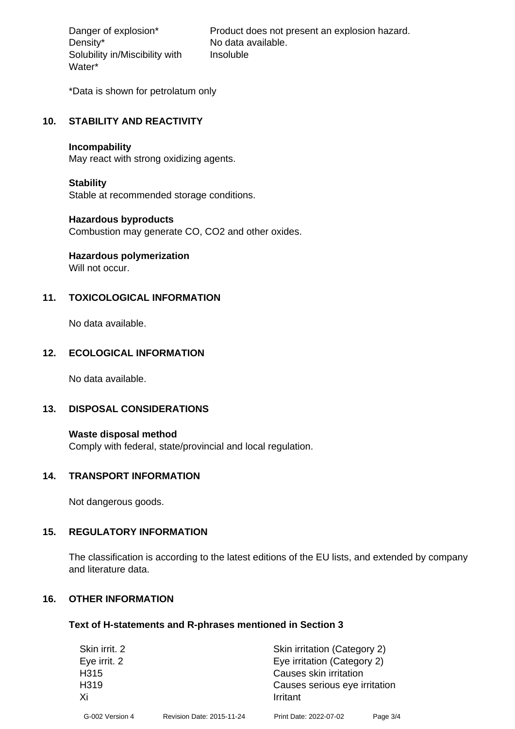| | |
|---|---|
| Danger of explosion* | Product does not present an explosion hazard. |
| Density* | No data available. |
| Solubility in/Miscibility with Water* | Insoluble |

*Data is shown for petrolatum only

## 10. STABILITY AND REACTIVITY

**Incompability**
May react with strong oxidizing agents.

**Stability**
Stable at recommended storage conditions.

**Hazardous byproducts**
Combustion may generate CO, $CO_2$ and other oxides.

**Hazardous polymerization**
Will not occur.

## 11. TOXICOLOGICAL INFORMATION

No data available.

## 12. ECOLOGICAL INFORMATION

No data available.

## 13. DISPOSAL CONSIDERATIONS

**Waste disposal method**
Comply with federal, state/provincial and local regulation.

## 14. TRANSPORT INFORMATION

Not dangerous goods.

## 15. REGULATORY INFORMATION

The classification is according to the latest editions of the EU lists, and extended by company and literature data.

## 16. OTHER INFORMATION

**Text of H-statements and R-phrases mentioned in Section 3**

| | |
|---|---|
| Skin irrit. 2 | Skin irritation (Category 2) |
| Eye irrit. 2 | Eye irritation (Category 2) |
| H315 | Causes skin irritation |
| H319 | Causes serious eye irritation |
| Xi | Irritant |

G-002 Version 4 Revision Date: 2015-11-24 Print Date: 2022-07-02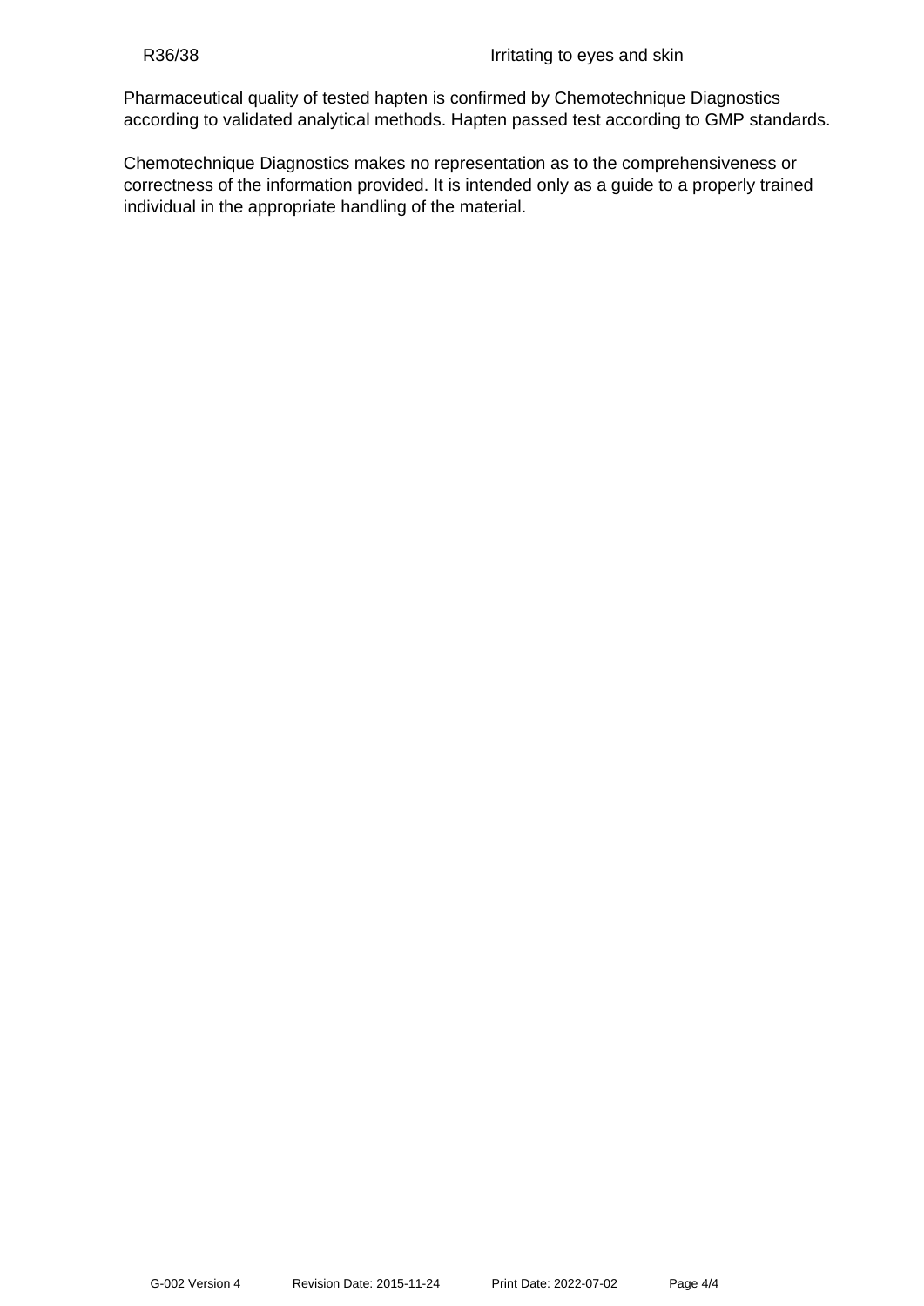| | |
|---|---|
| R36/38 | Irritating to eyes and skin |

Pharmaceutical quality of tested hapten is confirmed by Chemotechnique Diagnostics according to validated analytical methods. Hapten passed test according to GMP standards.

Chemotechnique Diagnostics makes no representation as to the comprehensiveness or correctness of the information provided. It is intended only as a guide to a properly trained individual in the appropriate handling of the material.